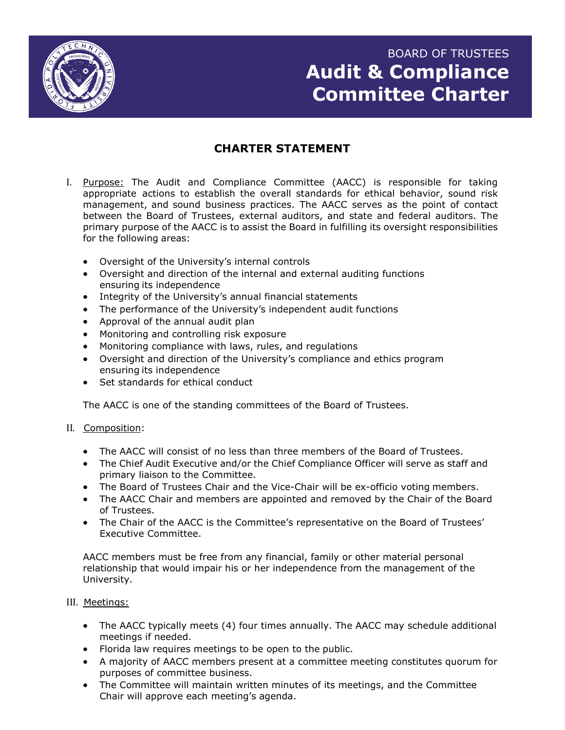BOARD OF TRUSTEES

# Audit & Compliance Committee Charter

## CHARTER STATEMENT

I. Purpose: The Audit and Compliance Committee (AACC) is responsible for taking appropriate actions to establish the overall standards for ethical behavior, sound risk management, and sound business practices. The AACC serves as the point of contact between the Board of Trustees, external auditors, and state and federal auditors. The primary purpose of the AACC is to assist the Board in fulfilling its oversight responsibilities for the following areas:

- Oversight of the University's internal controls
- Oversight and direction of the internal and external auditing functions ensuring its independence
- Integrity of the University's annual financial statements
- The performance of the University's independent audit functions
- Approval of the annual audit plan
- Monitoring and controlling risk exposure
- Monitoring compliance with laws, rules, and regulations
- Oversight and direction of the University's compliance and ethics program ensuring its independence
- Set standards for ethical conduct

The AACC is one of the standing committees of the Board of Trustees.

II. Composition:

- The AACC will consist of no less than three members of the Board of Trustees.
- The Chief Audit Executive and/or the Chief Compliance Officer will serve as staff and primary liaison to the Committee.
- The Board of Trustees Chair and the Vice-Chair will be ex-officio voting members.
- The AACC Chair and members are appointed and removed by the Chair of the Board of Trustees.
- The Chair of the AACC is the Committee's representative on the Board of Trustees' Executive Committee.

AACC members must be free from any financial, family or other material personal relationship that would impair his or her independence from the management of the University.

III. Meetings:

- The AACC typically meets (4) four times annually. The AACC may schedule additional meetings if needed.
- Florida law requires meetings to be open to the public.
- A majority of AACC members present at a committee meeting constitutes quorum for purposes of committee business.
- The Committee will maintain written minutes of its meetings, and the Committee Chair will approve each meeting's agenda.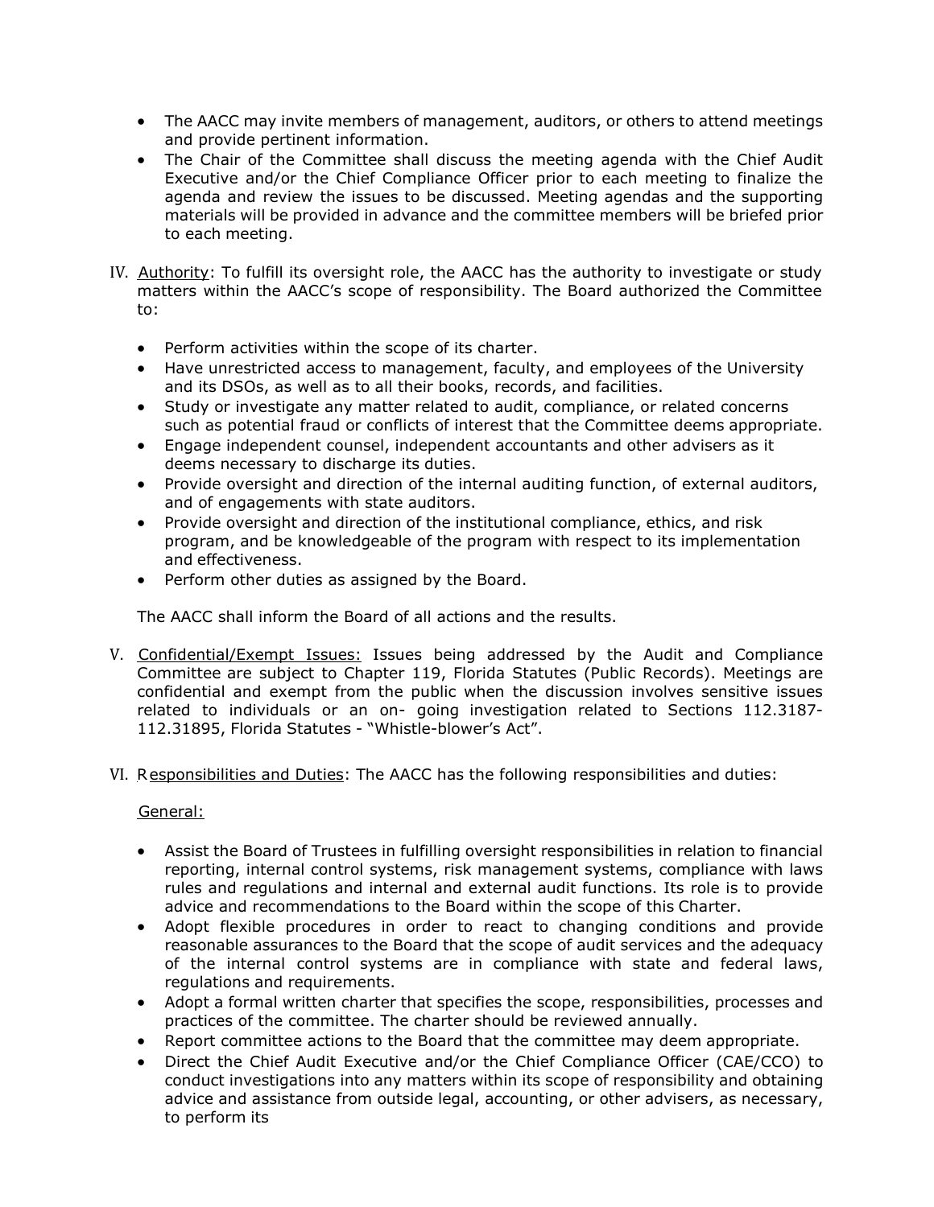- The AACC may invite members of management, auditors, or others to attend meetings and provide pertinent information.
- The Chair of the Committee shall discuss the meeting agenda with the Chief Audit Executive and/or the Chief Compliance Officer prior to each meeting to finalize the agenda and review the issues to be discussed. Meeting agendas and the supporting materials will be provided in advance and the committee members will be briefed prior to each meeting.

IV. <u>Authority</u>: To fulfill its oversight role, the AACC has the authority to investigate or study matters within the AACC's scope of responsibility. The Board authorized the Committee to:

- Perform activities within the scope of its charter.
- Have unrestricted access to management, faculty, and employees of the University and its DSOs, as well as to all their books, records, and facilities.
- Study or investigate any matter related to audit, compliance, or related concerns such as potential fraud or conflicts of interest that the Committee deems appropriate.
- Engage independent counsel, independent accountants and other advisers as it deems necessary to discharge its duties.
- Provide oversight and direction of the internal auditing function, of external auditors, and of engagements with state auditors.
- Provide oversight and direction of the institutional compliance, ethics, and risk program, and be knowledgeable of the program with respect to its implementation and effectiveness.
- Perform other duties as assigned by the Board.

The AACC shall inform the Board of all actions and the results.

V. <u>Confidential/Exempt Issues:</u> Issues being addressed by the Audit and Compliance Committee are subject to Chapter 119, Florida Statutes (Public Records). Meetings are confidential and exempt from the public when the discussion involves sensitive issues related to individuals or an on- going investigation related to Sections 112.3187-112.31895, Florida Statutes - "Whistle-blower's Act".

VI. <u>Responsibilities and Duties</u>: The AACC has the following responsibilities and duties:

<u>General:</u>

- Assist the Board of Trustees in fulfilling oversight responsibilities in relation to financial reporting, internal control systems, risk management systems, compliance with laws rules and regulations and internal and external audit functions. Its role is to provide advice and recommendations to the Board within the scope of this Charter.
- Adopt flexible procedures in order to react to changing conditions and provide reasonable assurances to the Board that the scope of audit services and the adequacy of the internal control systems are in compliance with state and federal laws, regulations and requirements.
- Adopt a formal written charter that specifies the scope, responsibilities, processes and practices of the committee. The charter should be reviewed annually.
- Report committee actions to the Board that the committee may deem appropriate.
- Direct the Chief Audit Executive and/or the Chief Compliance Officer (CAE/CCO) to conduct investigations into any matters within its scope of responsibility and obtaining advice and assistance from outside legal, accounting, or other advisers, as necessary, to perform its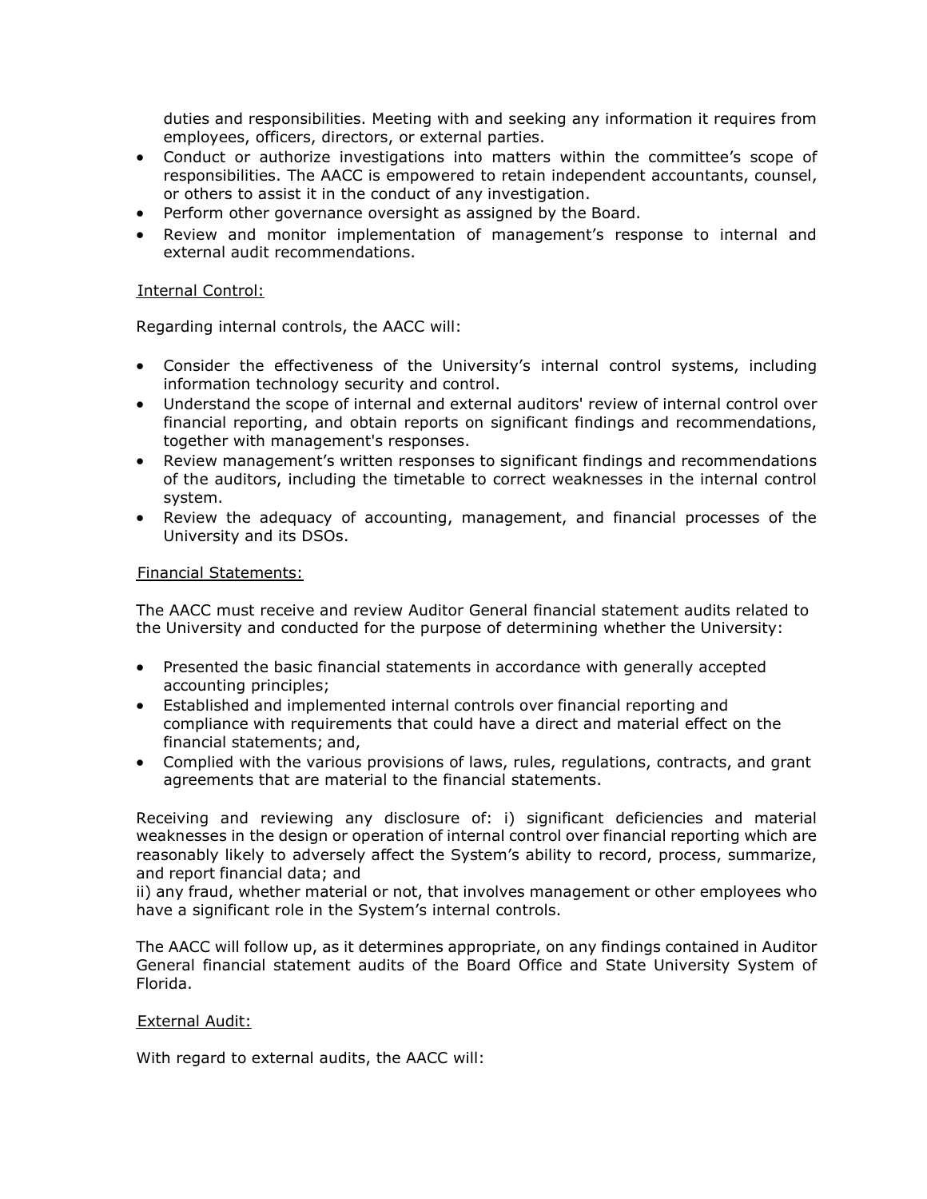duties and responsibilities. Meeting with and seeking any information it requires from employees, officers, directors, or external parties.

- Conduct or authorize investigations into matters within the committee's scope of responsibilities. The AACC is empowered to retain independent accountants, counsel, or others to assist it in the conduct of any investigation.
- Perform other governance oversight as assigned by the Board.
- Review and monitor implementation of management's response to internal and external audit recommendations.

<u>Internal Control:</u>

Regarding internal controls, the AACC will:

- Consider the effectiveness of the University's internal control systems, including information technology security and control.
- Understand the scope of internal and external auditors' review of internal control over financial reporting, and obtain reports on significant findings and recommendations, together with management's responses.
- Review management's written responses to significant findings and recommendations of the auditors, including the timetable to correct weaknesses in the internal control system.
- Review the adequacy of accounting, management, and financial processes of the University and its DSOs.

<u>Financial Statements:</u>

The AACC must receive and review Auditor General financial statement audits related to the University and conducted for the purpose of determining whether the University:

- Presented the basic financial statements in accordance with generally accepted accounting principles;
- Established and implemented internal controls over financial reporting and compliance with requirements that could have a direct and material effect on the financial statements; and,
- Complied with the various provisions of laws, rules, regulations, contracts, and grant agreements that are material to the financial statements.

Receiving and reviewing any disclosure of: i) significant deficiencies and material weaknesses in the design or operation of internal control over financial reporting which are reasonably likely to adversely affect the System's ability to record, process, summarize, and report financial data; and
ii) any fraud, whether material or not, that involves management or other employees who have a significant role in the System's internal controls.

The AACC will follow up, as it determines appropriate, on any findings contained in Auditor General financial statement audits of the Board Office and State University System of Florida.

<u>External Audit:</u>

With regard to external audits, the AACC will: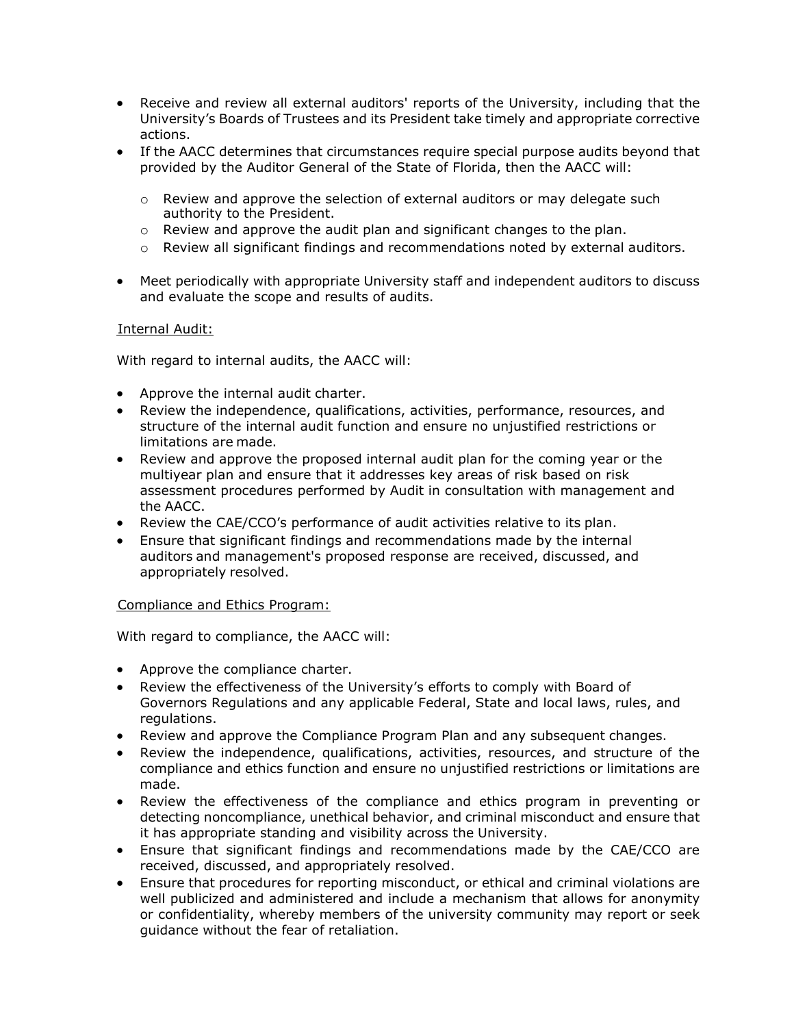- Receive and review all external auditors' reports of the University, including that the University's Boards of Trustees and its President take timely and appropriate corrective actions.
- If the AACC determines that circumstances require special purpose audits beyond that provided by the Auditor General of the State of Florida, then the AACC will:
  - Review and approve the selection of external auditors or may delegate such authority to the President.
  - Review and approve the audit plan and significant changes to the plan.
  - Review all significant findings and recommendations noted by external auditors.
- Meet periodically with appropriate University staff and independent auditors to discuss and evaluate the scope and results of audits.

<u>Internal Audit:</u>

With regard to internal audits, the AACC will:

- Approve the internal audit charter.
- Review the independence, qualifications, activities, performance, resources, and structure of the internal audit function and ensure no unjustified restrictions or limitations are made.
- Review and approve the proposed internal audit plan for the coming year or the multiyear plan and ensure that it addresses key areas of risk based on risk assessment procedures performed by Audit in consultation with management and the AACC.
- Review the CAE/CCO's performance of audit activities relative to its plan.
- Ensure that significant findings and recommendations made by the internal auditors and management's proposed response are received, discussed, and appropriately resolved.

<u>Compliance and Ethics Program:</u>

With regard to compliance, the AACC will:

- Approve the compliance charter.
- Review the effectiveness of the University's efforts to comply with Board of Governors Regulations and any applicable Federal, State and local laws, rules, and regulations.
- Review and approve the Compliance Program Plan and any subsequent changes.
- Review the independence, qualifications, activities, resources, and structure of the compliance and ethics function and ensure no unjustified restrictions or limitations are made.
- Review the effectiveness of the compliance and ethics program in preventing or detecting noncompliance, unethical behavior, and criminal misconduct and ensure that it has appropriate standing and visibility across the University.
- Ensure that significant findings and recommendations made by the CAE/CCO are received, discussed, and appropriately resolved.
- Ensure that procedures for reporting misconduct, or ethical and criminal violations are well publicized and administered and include a mechanism that allows for anonymity or confidentiality, whereby members of the university community may report or seek guidance without the fear of retaliation.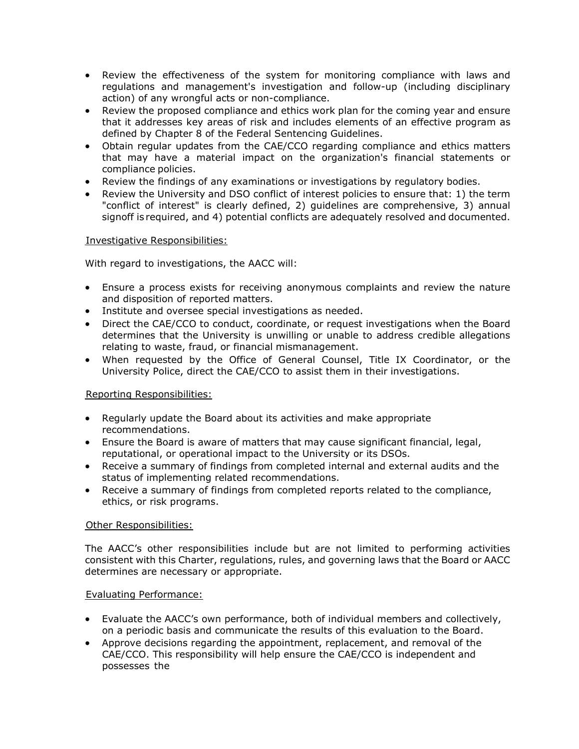- Review the effectiveness of the system for monitoring compliance with laws and regulations and management's investigation and follow-up (including disciplinary action) of any wrongful acts or non-compliance.
- Review the proposed compliance and ethics work plan for the coming year and ensure that it addresses key areas of risk and includes elements of an effective program as defined by Chapter 8 of the Federal Sentencing Guidelines.
- Obtain regular updates from the CAE/CCO regarding compliance and ethics matters that may have a material impact on the organization's financial statements or compliance policies.
- Review the findings of any examinations or investigations by regulatory bodies.
- Review the University and DSO conflict of interest policies to ensure that: 1) the term "conflict of interest" is clearly defined, 2) guidelines are comprehensive, 3) annual signoff is required, and 4) potential conflicts are adequately resolved and documented.

Investigative Responsibilities:

With regard to investigations, the AACC will:

- Ensure a process exists for receiving anonymous complaints and review the nature and disposition of reported matters.
- Institute and oversee special investigations as needed.
- Direct the CAE/CCO to conduct, coordinate, or request investigations when the Board determines that the University is unwilling or unable to address credible allegations relating to waste, fraud, or financial mismanagement.
- When requested by the Office of General Counsel, Title IX Coordinator, or the University Police, direct the CAE/CCO to assist them in their investigations.

Reporting Responsibilities:

- Regularly update the Board about its activities and make appropriate recommendations.
- Ensure the Board is aware of matters that may cause significant financial, legal, reputational, or operational impact to the University or its DSOs.
- Receive a summary of findings from completed internal and external audits and the status of implementing related recommendations.
- Receive a summary of findings from completed reports related to the compliance, ethics, or risk programs.

Other Responsibilities:

The AACC's other responsibilities include but are not limited to performing activities consistent with this Charter, regulations, rules, and governing laws that the Board or AACC determines are necessary or appropriate.

Evaluating Performance:

- Evaluate the AACC's own performance, both of individual members and collectively, on a periodic basis and communicate the results of this evaluation to the Board.
- Approve decisions regarding the appointment, replacement, and removal of the CAE/CCO. This responsibility will help ensure the CAE/CCO is independent and possesses the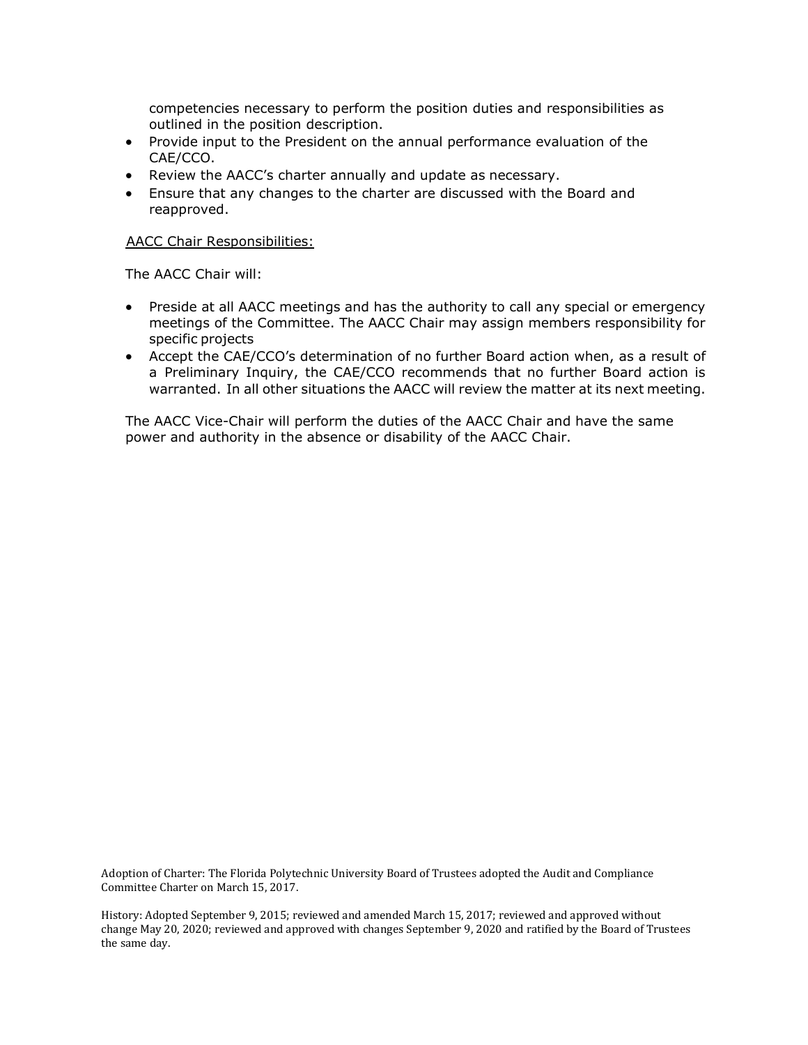competencies necessary to perform the position duties and responsibilities as outlined in the position description.

- Provide input to the President on the annual performance evaluation of the CAE/CCO.
- Review the AACC's charter annually and update as necessary.
- Ensure that any changes to the charter are discussed with the Board and reapproved.

<u>AACC Chair Responsibilities:</u>

The AACC Chair will:

- Preside at all AACC meetings and has the authority to call any special or emergency meetings of the Committee. The AACC Chair may assign members responsibility for specific projects
- Accept the CAE/CCO's determination of no further Board action when, as a result of a Preliminary Inquiry, the CAE/CCO recommends that no further Board action is warranted. In all other situations the AACC will review the matter at its next meeting.

The AACC Vice-Chair will perform the duties of the AACC Chair and have the same power and authority in the absence or disability of the AACC Chair.

Adoption of Charter: The Florida Polytechnic University Board of Trustees adopted the Audit and Compliance Committee Charter on March 15, 2017.

History: Adopted September 9, 2015; reviewed and amended March 15, 2017; reviewed and approved without change May 20, 2020; reviewed and approved with changes September 9, 2020 and ratified by the Board of Trustees the same day.